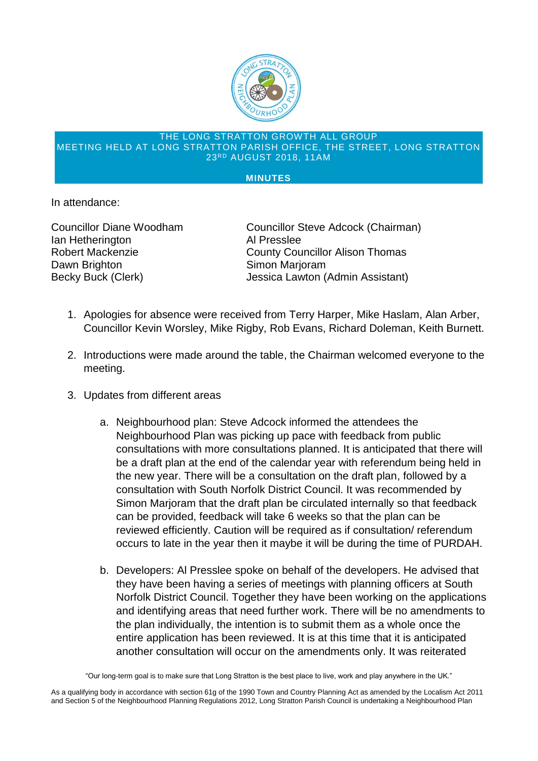THE LONG STRATTON GROWTH ALL GROUP
MEETING HELD AT LONG STRATTON PARISH OFFICE, THE STREET, LONG STRATTON
23RD AUGUST 2018, 11AM

**MINUTES**

In attendance:

Councillor Diane Woodham
Ian Hetherington
Robert Mackenzie
Dawn Brighton
Becky Buck (Clerk)
Councillor Steve Adcock (Chairman)
Al Presslee
County Councillor Alison Thomas
Simon Marjoram
Jessica Lawton (Admin Assistant)

1. Apologies for absence were received from Terry Harper, Mike Haslam, Alan Arber, Councillor Kevin Worsley, Mike Rigby, Rob Evans, Richard Doleman, Keith Burnett.

2. Introductions were made around the table, the Chairman welcomed everyone to the meeting.

3. Updates from different areas

   a. Neighbourhood plan: Steve Adcock informed the attendees the Neighbourhood Plan was picking up pace with feedback from public consultations with more consultations planned. It is anticipated that there will be a draft plan at the end of the calendar year with referendum being held in the new year. There will be a consultation on the draft plan, followed by a consultation with South Norfolk District Council. It was recommended by Simon Marjoram that the draft plan be circulated internally so that feedback can be provided, feedback will take 6 weeks so that the plan can be reviewed efficiently. Caution will be required as if consultation/ referendum occurs to late in the year then it maybe it will be during the time of PURDAH.

   b. Developers: Al Presslee spoke on behalf of the developers. He advised that they have been having a series of meetings with planning officers at South Norfolk District Council. Together they have been working on the applications and identifying areas that need further work. There will be no amendments to the plan individually, the intention is to submit them as a whole once the entire application has been reviewed. It is at this time that it is anticipated another consultation will occur on the amendments only. It was reiterated

"Our long-term goal is to make sure that Long Stratton is the best place to live, work and play anywhere in the UK."

As a qualifying body in accordance with section 61g of the 1990 Town and Country Planning Act as amended by the Localism Act 2011 and Section 5 of the Neighbourhood Planning Regulations 2012, Long Stratton Parish Council is undertaking a Neighbourhood Plan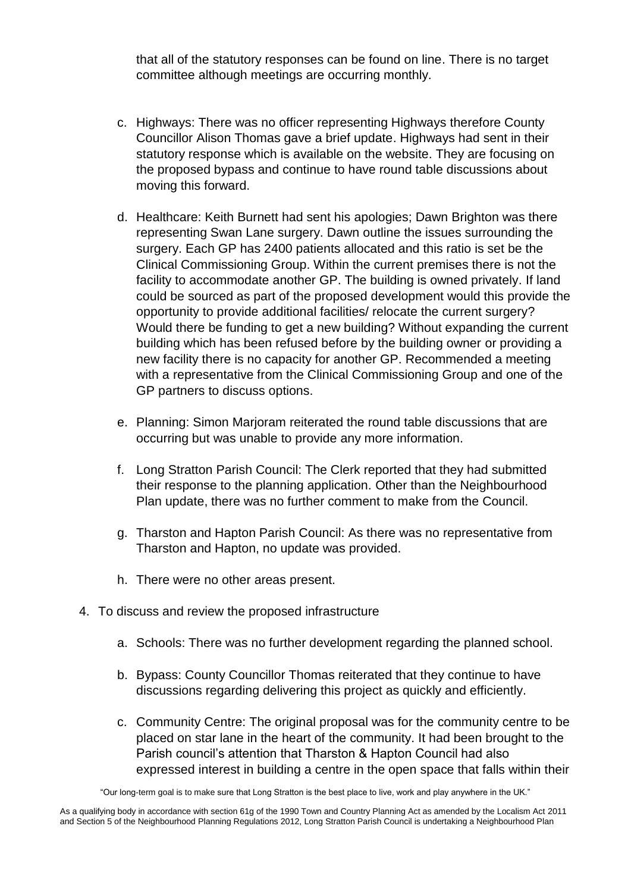that all of the statutory responses can be found on line. There is no target committee although meetings are occurring monthly.

c. Highways: There was no officer representing Highways therefore County Councillor Alison Thomas gave a brief update. Highways had sent in their statutory response which is available on the website. They are focusing on the proposed bypass and continue to have round table discussions about moving this forward.

d. Healthcare: Keith Burnett had sent his apologies; Dawn Brighton was there representing Swan Lane surgery. Dawn outline the issues surrounding the surgery. Each GP has 2400 patients allocated and this ratio is set be the Clinical Commissioning Group. Within the current premises there is not the facility to accommodate another GP. The building is owned privately. If land could be sourced as part of the proposed development would this provide the opportunity to provide additional facilities/ relocate the current surgery? Would there be funding to get a new building? Without expanding the current building which has been refused before by the building owner or providing a new facility there is no capacity for another GP. Recommended a meeting with a representative from the Clinical Commissioning Group and one of the GP partners to discuss options.

e. Planning: Simon Marjoram reiterated the round table discussions that are occurring but was unable to provide any more information.

f. Long Stratton Parish Council: The Clerk reported that they had submitted their response to the planning application. Other than the Neighbourhood Plan update, there was no further comment to make from the Council.

g. Tharston and Hapton Parish Council: As there was no representative from Tharston and Hapton, no update was provided.

h. There were no other areas present.

4. To discuss and review the proposed infrastructure

   a. Schools: There was no further development regarding the planned school.

   b. Bypass: County Councillor Thomas reiterated that they continue to have discussions regarding delivering this project as quickly and efficiently.

   c. Community Centre: The original proposal was for the community centre to be placed on star lane in the heart of the community. It had been brought to the Parish council's attention that Tharston & Hapton Council had also expressed interest in building a centre in the open space that falls within their

"Our long-term goal is to make sure that Long Stratton is the best place to live, work and play anywhere in the UK."

As a qualifying body in accordance with section 61g of the 1990 Town and Country Planning Act as amended by the Localism Act 2011 and Section 5 of the Neighbourhood Planning Regulations 2012, Long Stratton Parish Council is undertaking a Neighbourhood Plan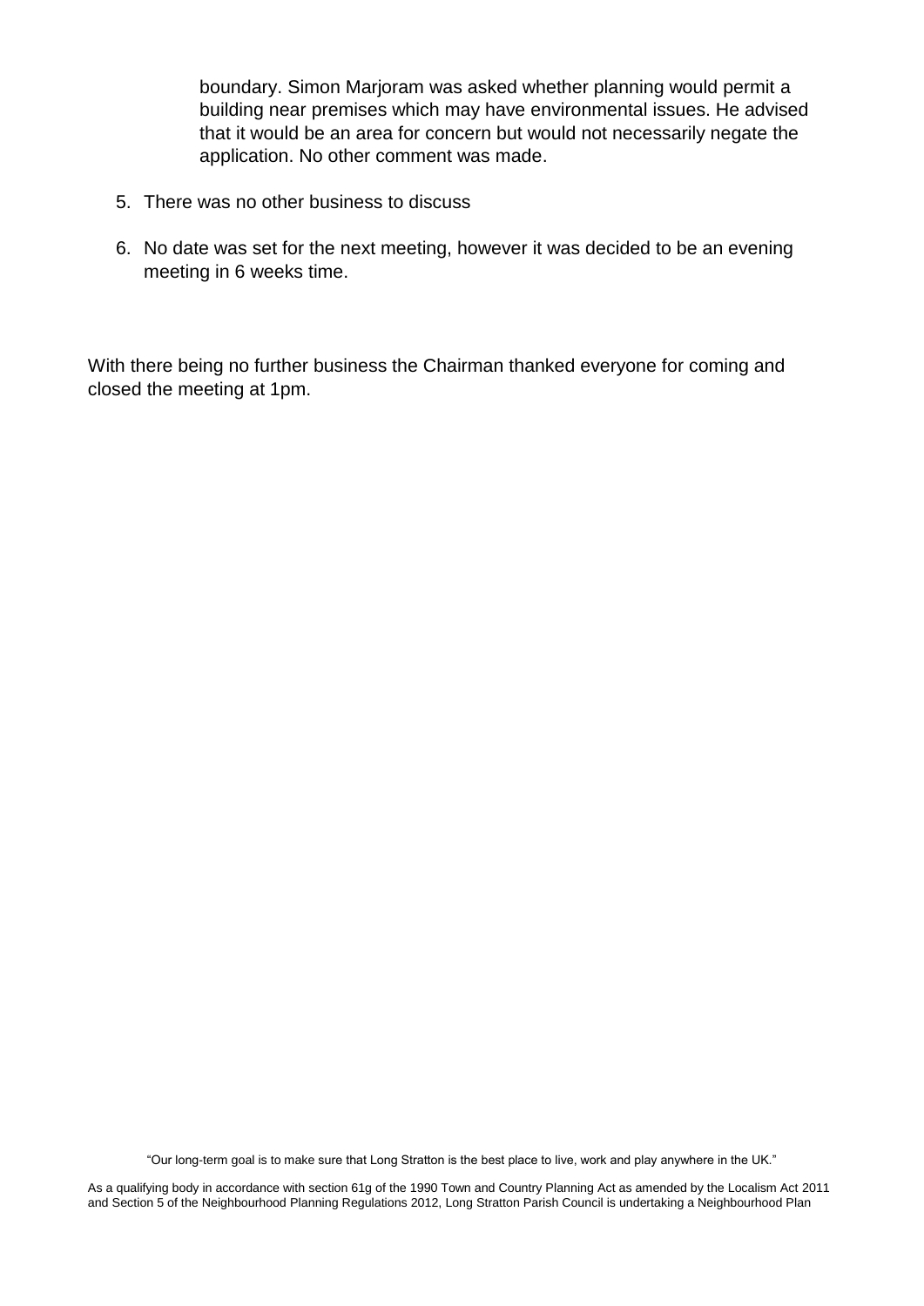boundary. Simon Marjoram was asked whether planning would permit a building near premises which may have environmental issues. He advised that it would be an area for concern but would not necessarily negate the application. No other comment was made.

5. There was no other business to discuss

6. No date was set for the next meeting, however it was decided to be an evening meeting in 6 weeks time.

With there being no further business the Chairman thanked everyone for coming and closed the meeting at 1pm.